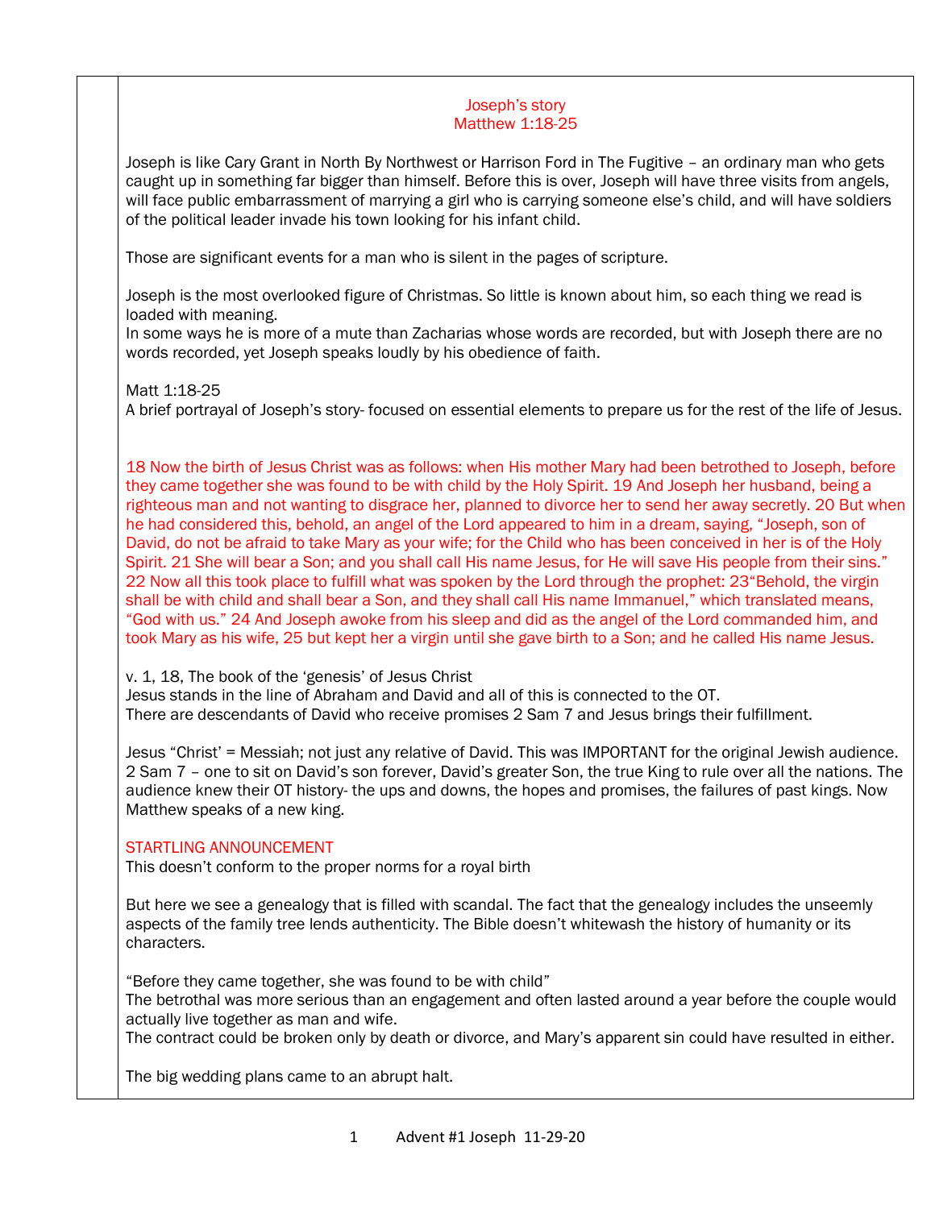## Joseph's story
## Matthew 1:18-25

Joseph is like Cary Grant in North By Northwest or Harrison Ford in The Fugitive – an ordinary man who gets caught up in something far bigger than himself. Before this is over, Joseph will have three visits from angels, will face public embarrassment of marrying a girl who is carrying someone else's child, and will have soldiers of the political leader invade his town looking for his infant child.

Those are significant events for a man who is silent in the pages of scripture.

Joseph is the most overlooked figure of Christmas. So little is known about him, so each thing we read is loaded with meaning.
In some ways he is more of a mute than Zacharias whose words are recorded, but with Joseph there are no words recorded, yet Joseph speaks loudly by his obedience of faith.

Matt 1:18-25
A brief portrayal of Joseph's story- focused on essential elements to prepare us for the rest of the life of Jesus.

18 Now the birth of Jesus Christ was as follows: when His mother Mary had been betrothed to Joseph, before they came together she was found to be with child by the Holy Spirit. 19 And Joseph her husband, being a righteous man and not wanting to disgrace her, planned to divorce her to send her away secretly. 20 But when he had considered this, behold, an angel of the Lord appeared to him in a dream, saying, "Joseph, son of David, do not be afraid to take Mary as your wife; for the Child who has been conceived in her is of the Holy Spirit. 21 She will bear a Son; and you shall call His name Jesus, for He will save His people from their sins." 22 Now all this took place to fulfill what was spoken by the Lord through the prophet: 23"Behold, the virgin shall be with child and shall bear a Son, and they shall call His name Immanuel," which translated means, "God with us." 24 And Joseph awoke from his sleep and did as the angel of the Lord commanded him, and took Mary as his wife, 25 but kept her a virgin until she gave birth to a Son; and he called His name Jesus.

v. 1, 18, The book of the 'genesis' of Jesus Christ
Jesus stands in the line of Abraham and David and all of this is connected to the OT.
There are descendants of David who receive promises 2 Sam 7 and Jesus brings their fulfillment.

Jesus "Christ' = Messiah; not just any relative of David. This was IMPORTANT for the original Jewish audience.
2 Sam 7 – one to sit on David's son forever, David's greater Son, the true King to rule over all the nations. The audience knew their OT history- the ups and downs, the hopes and promises, the failures of past kings. Now Matthew speaks of a new king.

STARTLING ANNOUNCEMENT
This doesn't conform to the proper norms for a royal birth

But here we see a genealogy that is filled with scandal. The fact that the genealogy includes the unseemly aspects of the family tree lends authenticity. The Bible doesn't whitewash the history of humanity or its characters.

"Before they came together, she was found to be with child"
The betrothal was more serious than an engagement and often lasted around a year before the couple would actually live together as man and wife.
The contract could be broken only by death or divorce, and Mary's apparent sin could have resulted in either.

The big wedding plans came to an abrupt halt.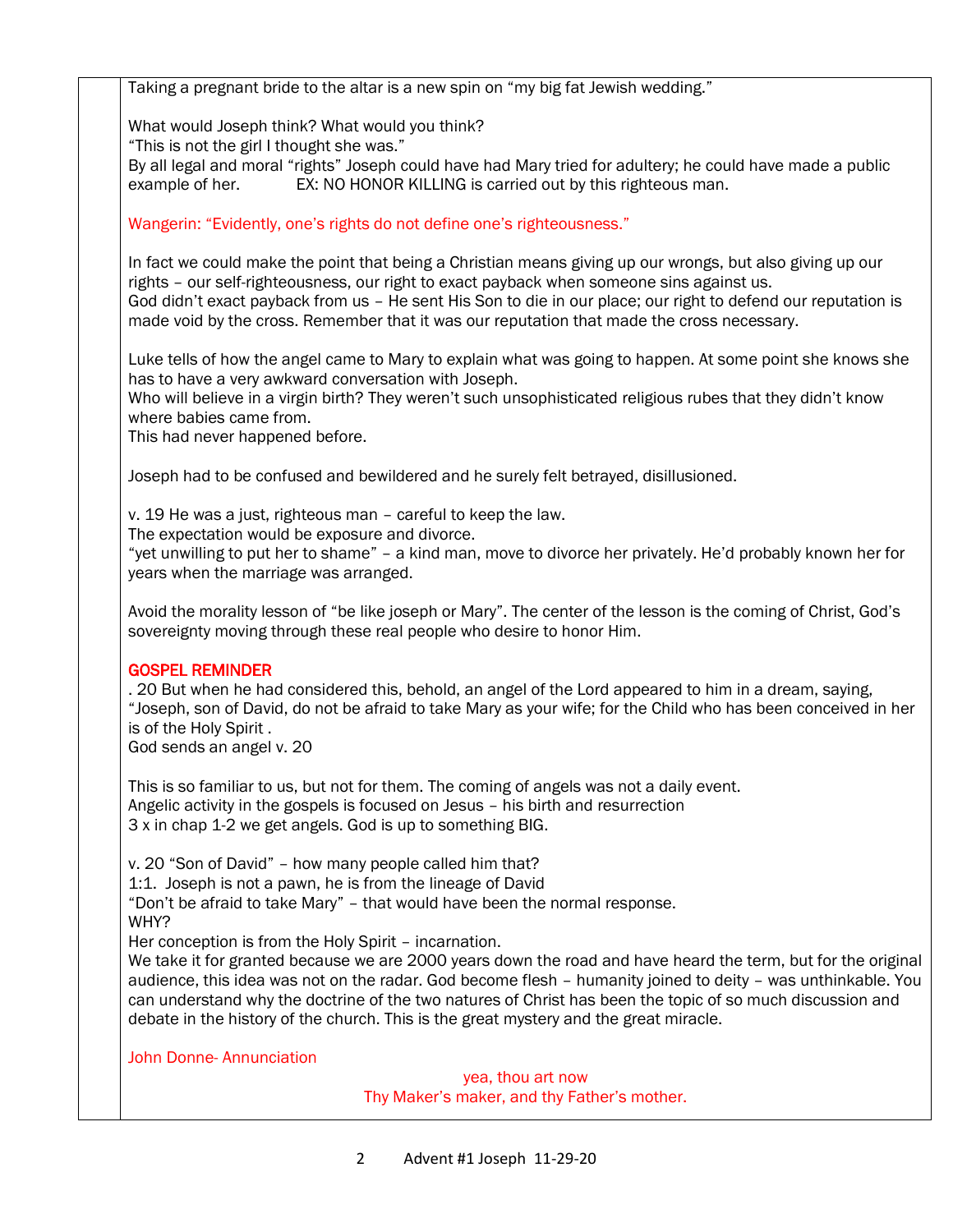Taking a pregnant bride to the altar is a new spin on "my big fat Jewish wedding."

What would Joseph think? What would you think?
"This is not the girl I thought she was."
By all legal and moral "rights" Joseph could have had Mary tried for adultery; he could have made a public example of her. EX: NO HONOR KILLING is carried out by this righteous man.

Wangerin: "Evidently, one's rights do not define one's righteousness."

In fact we could make the point that being a Christian means giving up our wrongs, but also giving up our rights – our self-righteousness, our right to exact payback when someone sins against us.
God didn't exact payback from us – He sent His Son to die in our place; our right to defend our reputation is made void by the cross. Remember that it was our reputation that made the cross necessary.

Luke tells of how the angel came to Mary to explain what was going to happen. At some point she knows she has to have a very awkward conversation with Joseph.
Who will believe in a virgin birth? They weren't such unsophisticated religious rubes that they didn't know where babies came from.
This had never happened before.

Joseph had to be confused and bewildered and he surely felt betrayed, disillusioned.

v. 19 He was a just, righteous man – careful to keep the law.
The expectation would be exposure and divorce.
"yet unwilling to put her to shame" – a kind man, move to divorce her privately. He'd probably known her for years when the marriage was arranged.

Avoid the morality lesson of "be like joseph or Mary". The center of the lesson is the coming of Christ, God's sovereignty moving through these real people who desire to honor Him.

**GOSPEL REMINDER**
. 20 But when he had considered this, behold, an angel of the Lord appeared to him in a dream, saying, "Joseph, son of David, do not be afraid to take Mary as your wife; for the Child who has been conceived in her is of the Holy Spirit .
God sends an angel v. 20

This is so familiar to us, but not for them. The coming of angels was not a daily event.
Angelic activity in the gospels is focused on Jesus – his birth and resurrection
3 x in chap 1-2 we get angels. God is up to something BIG.

v. 20 "Son of David" – how many people called him that?
1:1. Joseph is not a pawn, he is from the lineage of David
"Don't be afraid to take Mary" – that would have been the normal response.
WHY?
Her conception is from the Holy Spirit – incarnation.
We take it for granted because we are 2000 years down the road and have heard the term, but for the original audience, this idea was not on the radar. God become flesh – humanity joined to deity – was unthinkable. You can understand why the doctrine of the two natures of Christ has been the topic of so much discussion and debate in the history of the church. This is the great mystery and the great miracle.

John Donne- Annunciation

yea, thou art now
Thy Maker's maker, and thy Father's mother.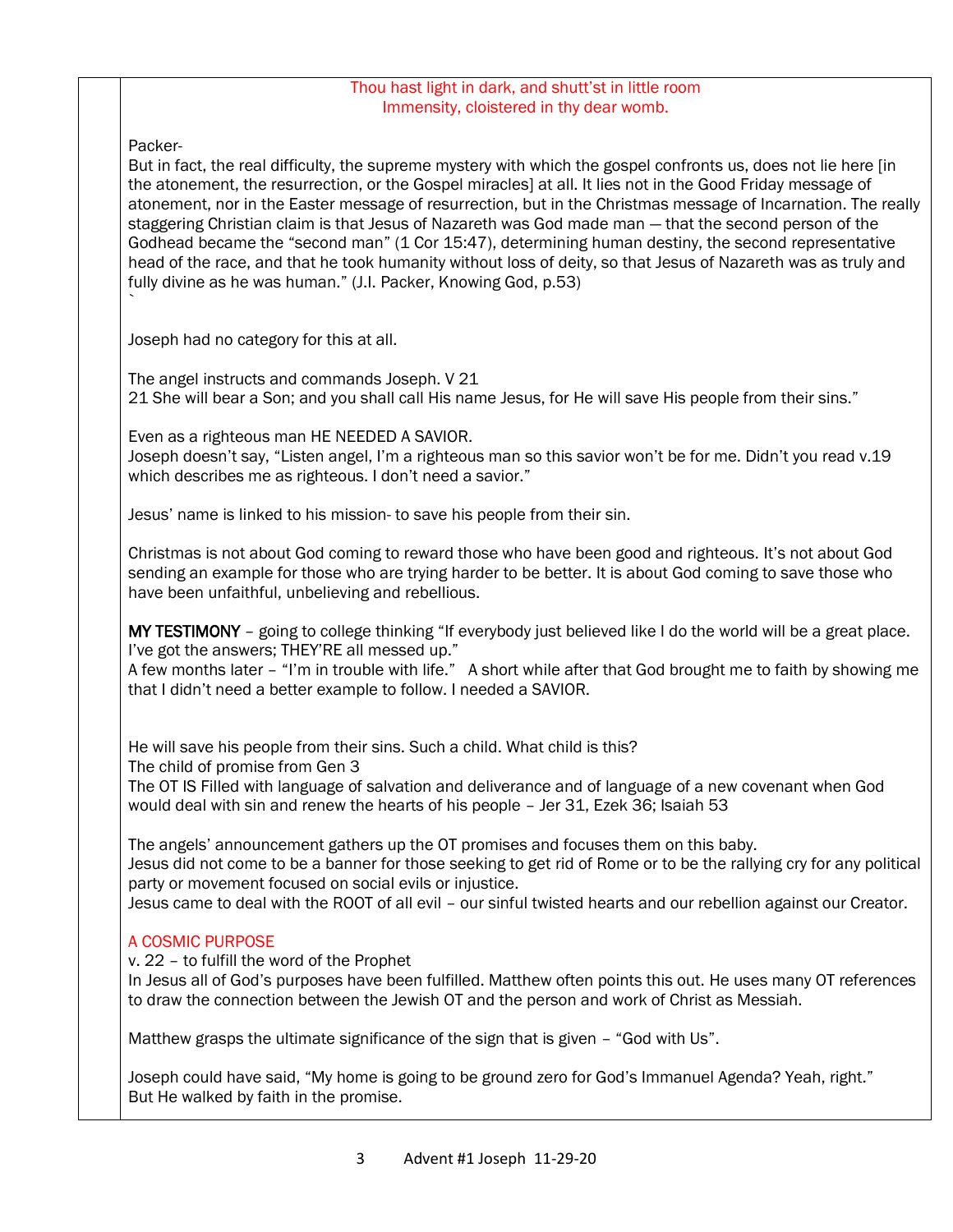Thou hast light in dark, and shutt'st in little room
Immensity, cloistered in thy dear womb.

Packer-
But in fact, the real difficulty, the supreme mystery with which the gospel confronts us, does not lie here [in the atonement, the resurrection, or the Gospel miracles] at all. It lies not in the Good Friday message of atonement, nor in the Easter message of resurrection, but in the Christmas message of Incarnation. The really staggering Christian claim is that Jesus of Nazareth was God made man — that the second person of the Godhead became the "second man" (1 Cor 15:47), determining human destiny, the second representative head of the race, and that he took humanity without loss of deity, so that Jesus of Nazareth was as truly and fully divine as he was human." (J.I. Packer, Knowing God, p.53)
`

Joseph had no category for this at all.

The angel instructs and commands Joseph. V 21
21 She will bear a Son; and you shall call His name Jesus, for He will save His people from their sins."

Even as a righteous man HE NEEDED A SAVIOR.
Joseph doesn't say, "Listen angel, I'm a righteous man so this savior won't be for me. Didn't you read v.19 which describes me as righteous. I don't need a savior."

Jesus' name is linked to his mission- to save his people from their sin.

Christmas is not about God coming to reward those who have been good and righteous. It's not about God sending an example for those who are trying harder to be better. It is about God coming to save those who have been unfaithful, unbelieving and rebellious.

**MY TESTIMONY** – going to college thinking "If everybody just believed like I do the world will be a great place. I've got the answers; THEY'RE all messed up."
A few months later – "I'm in trouble with life." A short while after that God brought me to faith by showing me that I didn't need a better example to follow. I needed a SAVIOR.

He will save his people from their sins. Such a child. What child is this?
The child of promise from Gen 3
The OT IS Filled with language of salvation and deliverance and of language of a new covenant when God would deal with sin and renew the hearts of his people – Jer 31, Ezek 36; Isaiah 53

The angels' announcement gathers up the OT promises and focuses them on this baby.
Jesus did not come to be a banner for those seeking to get rid of Rome or to be the rallying cry for any political party or movement focused on social evils or injustice.
Jesus came to deal with the ROOT of all evil – our sinful twisted hearts and our rebellion against our Creator.

A COSMIC PURPOSE
v. 22 – to fulfill the word of the Prophet
In Jesus all of God's purposes have been fulfilled. Matthew often points this out. He uses many OT references to draw the connection between the Jewish OT and the person and work of Christ as Messiah.

Matthew grasps the ultimate significance of the sign that is given – "God with Us".

Joseph could have said, "My home is going to be ground zero for God's Immanuel Agenda? Yeah, right."
But He walked by faith in the promise.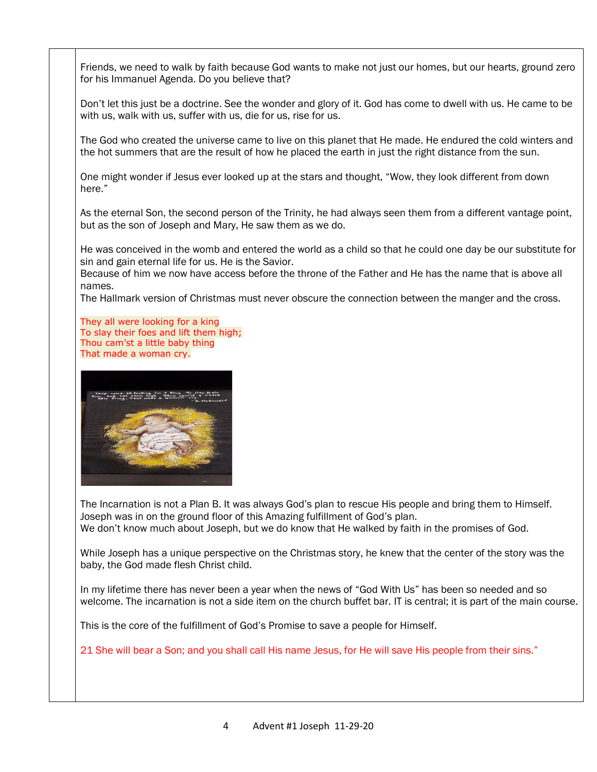Friends, we need to walk by faith because God wants to make not just our homes, but our hearts, ground zero for his Immanuel Agenda. Do you believe that?

Don't let this just be a doctrine. See the wonder and glory of it. God has come to dwell with us. He came to be with us, walk with us, suffer with us, die for us, rise for us.

The God who created the universe came to live on this planet that He made. He endured the cold winters and the hot summers that are the result of how he placed the earth in just the right distance from the sun.

One might wonder if Jesus ever looked up at the stars and thought, "Wow, they look different from down here."

As the eternal Son, the second person of the Trinity, he had always seen them from a different vantage point, but as the son of Joseph and Mary, He saw them as we do.

He was conceived in the womb and entered the world as a child so that he could one day be our substitute for sin and gain eternal life for us. He is the Savior.
Because of him we now have access before the throne of the Father and He has the name that is above all names.
The Hallmark version of Christmas must never obscure the connection between the manger and the cross.

They all were looking for a king
To slay their foes and lift them high;
Thou cam'st a little baby thing
That made a woman cry.

The Incarnation is not a Plan B. It was always God's plan to rescue His people and bring them to Himself.
Joseph was in on the ground floor of this Amazing fulfillment of God's plan.
We don't know much about Joseph, but we do know that He walked by faith in the promises of God.

While Joseph has a unique perspective on the Christmas story, he knew that the center of the story was the baby, the God made flesh Christ child.

In my lifetime there has never been a year when the news of "God With Us" has been so needed and so welcome. The incarnation is not a side item on the church buffet bar. IT is central; it is part of the main course.

This is the core of the fulfillment of God's Promise to save a people for Himself.

21 She will bear a Son; and you shall call His name Jesus, for He will save His people from their sins."